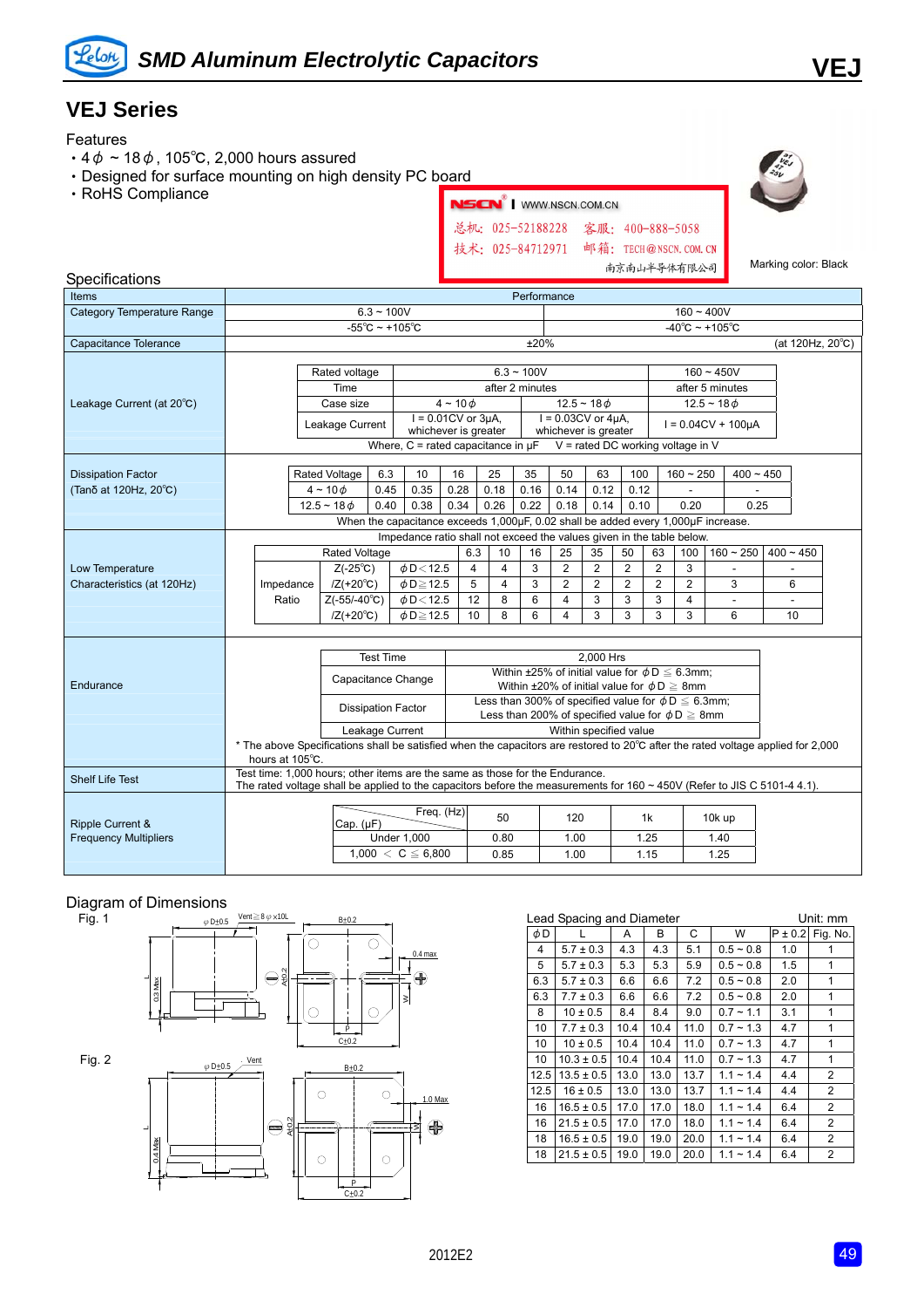# SMD Aluminum Electrolytic Capacitors

VEJ

## VEJ Series

### Features

- 4ϕ ~ 18ϕ, 105℃, 2,000 hours assured
- Designed for surface mounting on high density PC board
- RoHS Compliance

NSCN WWW.NSCN.COM.CN
总机：025-52188228 客服：400-888-5058
技术：025-84712971 邮箱：TECH@NSCN.COM.CN
南京南山半导体有限公司

Marking color: Black

### Specifications

| Items | Performance |
|---|---|
| Category Temperature Range | 6.3 ~ 100V: -55℃ ~ +105℃; 160 ~ 400V: -40℃ ~ +105℃ |
| Capacitance Tolerance | ±20% (at 120Hz, 20℃) |
| Leakage Current (at 20℃) | See table below |
| Dissipation Factor (Tanδ at 120Hz, 20℃) | See table below |
| Low Temperature Characteristics (at 120Hz) | See table below |
| Endurance | See table below |
| Shelf Life Test | Test time: 1,000 hours; other items are the same as those for the Endurance. The rated voltage shall be applied to the capacitors before the measurements for 160 ~ 450V (Refer to JIS C 5101-4 4.1). |
| Ripple Current & Frequency Multipliers | See table below |

**Leakage Current (at 20℃)**

| Rated voltage | 6.3 ~ 100V | | 160 ~ 450V |
|---|---|---|---|
| Time | after 2 minutes | | after 5 minutes |
| Case size | 4 ~ 10ϕ | 12.5 ~ 18ϕ | 12.5 ~ 18ϕ |
| Leakage Current | I = 0.01CV or 3μA, whichever is greater | I = 0.03CV or 4μA, whichever is greater | I = 0.04CV + 100μA |

Where, C = rated capacitance in μF V = rated DC working voltage in V

**Dissipation Factor (Tanδ at 120Hz, 20℃)**

| Rated Voltage | 6.3 | 10 | 16 | 25 | 35 | 50 | 63 | 100 | 160 ~ 250 | 400 ~ 450 |
|---|---|---|---|---|---|---|---|---|---|---|
| 4 ~ 10ϕ | 0.45 | 0.35 | 0.28 | 0.18 | 0.16 | 0.14 | 0.12 | 0.12 | - | - |
| 12.5 ~ 18ϕ | 0.40 | 0.38 | 0.34 | 0.26 | 0.22 | 0.18 | 0.14 | 0.10 | 0.20 | 0.25 |

When the capacitance exceeds 1,000μF, 0.02 shall be added every 1,000μF increase.

**Low Temperature Characteristics (at 120Hz)**

Impedance ratio shall not exceed the values given in the table below.

| | Rated Voltage | | 6.3 | 10 | 16 | 25 | 35 | 50 | 63 | 100 | 160 ~ 250 | 400 ~ 450 |
|---|---|---|---|---|---|---|---|---|---|---|---|---|
| Impedance Ratio | Z(-25℃)/Z(+20℃) | ϕD < 12.5 | 4 | 4 | 3 | 2 | 2 | 2 | 2 | 3 | - | - |
| | | ϕD ≧ 12.5 | 5 | 4 | 3 | 2 | 2 | 2 | 2 | 2 | 3 | 6 |
| | Z(-55/-40℃)/Z(+20℃) | ϕD < 12.5 | 12 | 8 | 6 | 4 | 3 | 3 | 3 | 4 | - | - |
| | | ϕD ≧ 12.5 | 10 | 8 | 6 | 4 | 3 | 3 | 3 | 3 | 6 | 10 |

**Endurance**

| Test Time | 2,000 Hrs |
|---|---|
| Capacitance Change | Within ±25% of initial value for ϕD ≦ 6.3mm; Within ±20% of initial value for ϕD ≧ 8mm |
| Dissipation Factor | Less than 300% of specified value for ϕD ≦ 6.3mm; Less than 200% of specified value for ϕD ≧ 8mm |
| Leakage Current | Within specified value |

\* The above Specifications shall be satisfied when the capacitors are restored to 20℃ after the rated voltage applied for 2,000 hours at 105℃.

**Ripple Current & Frequency Multipliers**

| Cap. (μF) \ Freq. (Hz) | 50 | 120 | 1k | 10k up |
|---|---|---|---|---|
| Under 1,000 | 0.80 | 1.00 | 1.25 | 1.40 |
| 1,000 < C ≦ 6,800 | 0.85 | 1.00 | 1.15 | 1.25 |

### Diagram of Dimensions

Fig. 1

Fig. 2

**Lead Spacing and Diameter** Unit: mm

| ϕD | L | A | B | C | W | P ± 0.2 | Fig. No. |
|---|---|---|---|---|---|---|---|
| 4 | 5.7 ± 0.3 | 4.3 | 4.3 | 5.1 | 0.5 ~ 0.8 | 1.0 | 1 |
| 5 | 5.7 ± 0.3 | 5.3 | 5.3 | 5.9 | 0.5 ~ 0.8 | 1.5 | 1 |
| 6.3 | 5.7 ± 0.3 | 6.6 | 6.6 | 7.2 | 0.5 ~ 0.8 | 2.0 | 1 |
| 6.3 | 7.7 ± 0.3 | 6.6 | 6.6 | 7.2 | 0.5 ~ 0.8 | 2.0 | 1 |
| 8 | 10 ± 0.5 | 8.4 | 8.4 | 9.0 | 0.7 ~ 1.1 | 3.1 | 1 |
| 10 | 7.7 ± 0.3 | 10.4 | 10.4 | 11.0 | 0.7 ~ 1.3 | 4.7 | 1 |
| 10 | 10 ± 0.5 | 10.4 | 10.4 | 11.0 | 0.7 ~ 1.3 | 4.7 | 1 |
| 10 | 10.3 ± 0.5 | 10.4 | 10.4 | 11.0 | 0.7 ~ 1.3 | 4.7 | 1 |
| 12.5 | 13.5 ± 0.5 | 13.0 | 13.0 | 13.7 | 1.1 ~ 1.4 | 4.4 | 2 |
| 12.5 | 16 ± 0.5 | 13.0 | 13.0 | 13.7 | 1.1 ~ 1.4 | 4.4 | 2 |
| 16 | 16.5 ± 0.5 | 17.0 | 17.0 | 18.0 | 1.1 ~ 1.4 | 6.4 | 2 |
| 16 | 21.5 ± 0.5 | 17.0 | 17.0 | 18.0 | 1.1 ~ 1.4 | 6.4 | 2 |
| 18 | 16.5 ± 0.5 | 19.0 | 19.0 | 20.0 | 1.1 ~ 1.4 | 6.4 | 2 |
| 18 | 21.5 ± 0.5 | 19.0 | 19.0 | 20.0 | 1.1 ~ 1.4 | 6.4 | 2 |

2012E2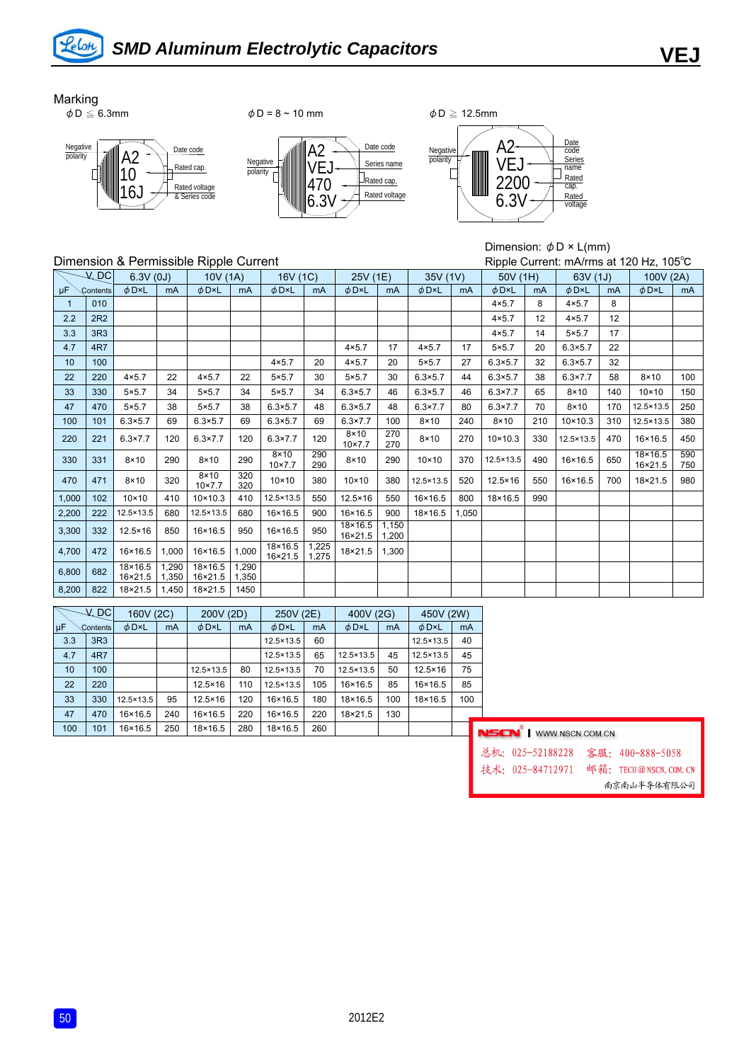# SMD Aluminum Electrolytic Capacitors

**VEJ**

## Marking

ϕD ≦ 6.3mm

Negative polarity
A2 — Date code
10 — Rated cap.
16J — Rated voltage & Series code

ϕD = 8 ~ 10 mm

Negative polarity
A2 — Date code
VEJ — Series name
470 — Rated cap.
6.3V — Rated voltage

ϕD ≧ 12.5mm

Negative polarity
A2 — Date code
VEJ — Series name
2200 — Rated cap.
6.3V — Rated voltage

## Dimension & Permissible Ripple Current

Dimension: ϕD × L(mm)

Ripple Current: mA/rms at 120 Hz, 105℃

| μF | Contents V. DC | 6.3V (0J) ϕD×L | 6.3V (0J) mA | 10V (1A) ϕD×L | 10V (1A) mA | 16V (1C) ϕD×L | 16V (1C) mA | 25V (1E) ϕD×L | 25V (1E) mA | 35V (1V) ϕD×L | 35V (1V) mA | 50V (1H) ϕD×L | 50V (1H) mA | 63V (1J) ϕD×L | 63V (1J) mA | 100V (2A) ϕD×L | 100V (2A) mA |
|---|---|---|---|---|---|---|---|---|---|---|---|---|---|---|---|---|---|
| 1 | 010 | | | | | | | | | | | 4×5.7 | 8 | 4×5.7 | 8 | | |
| 2.2 | 2R2 | | | | | | | | | | | 4×5.7 | 12 | 4×5.7 | 12 | | |
| 3.3 | 3R3 | | | | | | | | | | | 4×5.7 | 14 | 5×5.7 | 17 | | |
| 4.7 | 4R7 | | | | | | | 4×5.7 | 17 | 4×5.7 | 17 | 5×5.7 | 20 | 6.3×5.7 | 22 | | |
| 10 | 100 | | | | | 4×5.7 | 20 | 4×5.7 | 20 | 5×5.7 | 27 | 6.3×5.7 | 32 | 6.3×5.7 | 32 | | |
| 22 | 220 | 4×5.7 | 22 | 4×5.7 | 22 | 5×5.7 | 30 | 5×5.7 | 30 | 6.3×5.7 | 44 | 6.3×5.7 | 38 | 6.3×7.7 | 58 | 8×10 | 100 |
| 33 | 330 | 5×5.7 | 34 | 5×5.7 | 34 | 5×5.7 | 34 | 6.3×5.7 | 46 | 6.3×5.7 | 46 | 6.3×7.7 | 65 | 8×10 | 140 | 10×10 | 150 |
| 47 | 470 | 5×5.7 | 38 | 5×5.7 | 38 | 6.3×5.7 | 48 | 6.3×5.7 | 48 | 6.3×7.7 | 80 | 6.3×7.7 | 70 | 8×10 | 170 | 12.5×13.5 | 250 |
| 100 | 101 | 6.3×5.7 | 69 | 6.3×5.7 | 69 | 6.3×5.7 | 69 | 6.3×7.7 | 100 | 8×10 | 240 | 8×10 | 210 | 10×10.3 | 310 | 12.5×13.5 | 380 |
| 220 | 221 | 6.3×7.7 | 120 | 6.3×7.7 | 120 | 6.3×7.7 | 120 | 8×10<br>10×7.7 | 270<br>270 | 8×10 | 270 | 10×10.3 | 330 | 12.5×13.5 | 470 | 16×16.5 | 450 |
| 330 | 331 | 8×10 | 290 | 8×10 | 290 | 8×10<br>10×7.7 | 290<br>290 | 8×10 | 290 | 10×10 | 370 | 12.5×13.5 | 490 | 16×16.5 | 650 | 18×16.5<br>16×21.5 | 590<br>750 |
| 470 | 471 | 8×10 | 320 | 8×10<br>10×7.7 | 320<br>320 | 10×10 | 380 | 10×10 | 380 | 12.5×13.5 | 520 | 12.5×16 | 550 | 16×16.5 | 700 | 18×21.5 | 980 |
| 1,000 | 102 | 10×10 | 410 | 10×10.3 | 410 | 12.5×13.5 | 550 | 12.5×16 | 550 | 16×16.5 | 800 | 18×16.5 | 990 | | | | |
| 2,200 | 222 | 12.5×13.5 | 680 | 12.5×13.5 | 680 | 16×16.5 | 900 | 16×16.5 | 900 | 18×16.5 | 1,050 | | | | | | |
| 3,300 | 332 | 12.5×16 | 850 | 16×16.5 | 950 | 16×16.5 | 950 | 18×16.5<br>16×21.5 | 1,150<br>1,200 | | | | | | | | |
| 4,700 | 472 | 16×16.5 | 1,000 | 16×16.5 | 1,000 | 18×16.5<br>16×21.5 | 1,225<br>1,275 | 18×21.5 | 1,300 | | | | | | | | |
| 6,800 | 682 | 18×16.5<br>16×21.5 | 1,290<br>1,350 | 18×16.5<br>16×21.5 | 1,290<br>1,350 | | | | | | | | | | | | |
| 8,200 | 822 | 18×21.5 | 1,450 | 18×21.5 | 1450 | | | | | | | | | | | | |

| μF | Contents V. DC | 160V (2C) ϕD×L | 160V (2C) mA | 200V (2D) ϕD×L | 200V (2D) mA | 250V (2E) ϕD×L | 250V (2E) mA | 400V (2G) ϕD×L | 400V (2G) mA | 450V (2W) ϕD×L | 450V (2W) mA |
|---|---|---|---|---|---|---|---|---|---|---|---|
| 3.3 | 3R3 | | | | | 12.5×13.5 | 60 | | | 12.5×13.5 | 40 |
| 4.7 | 4R7 | | | | | 12.5×13.5 | 65 | 12.5×13.5 | 45 | 12.5×13.5 | 45 |
| 10 | 100 | | | 12.5×13.5 | 80 | 12.5×13.5 | 70 | 12.5×13.5 | 50 | 12.5×16 | 75 |
| 22 | 220 | | | 12.5×16 | 110 | 12.5×13.5 | 105 | 16×16.5 | 85 | 16×16.5 | 85 |
| 33 | 330 | 12.5×13.5 | 95 | 12.5×16 | 120 | 16×16.5 | 180 | 18×16.5 | 100 | 18×16.5 | 100 |
| 47 | 470 | 16×16.5 | 240 | 16×16.5 | 220 | 16×16.5 | 220 | 18×21.5 | 130 | | |
| 100 | 101 | 16×16.5 | 250 | 18×16.5 | 280 | 18×16.5 | 260 | | | | |

NSCN | WWW.NSCN.COM.CN
总机: 025-52188228　客服: 400-888-5058
技术: 025-84712971　邮箱: TECH@NSCN.COM.CN
南京南山半导体有限公司

2012E2